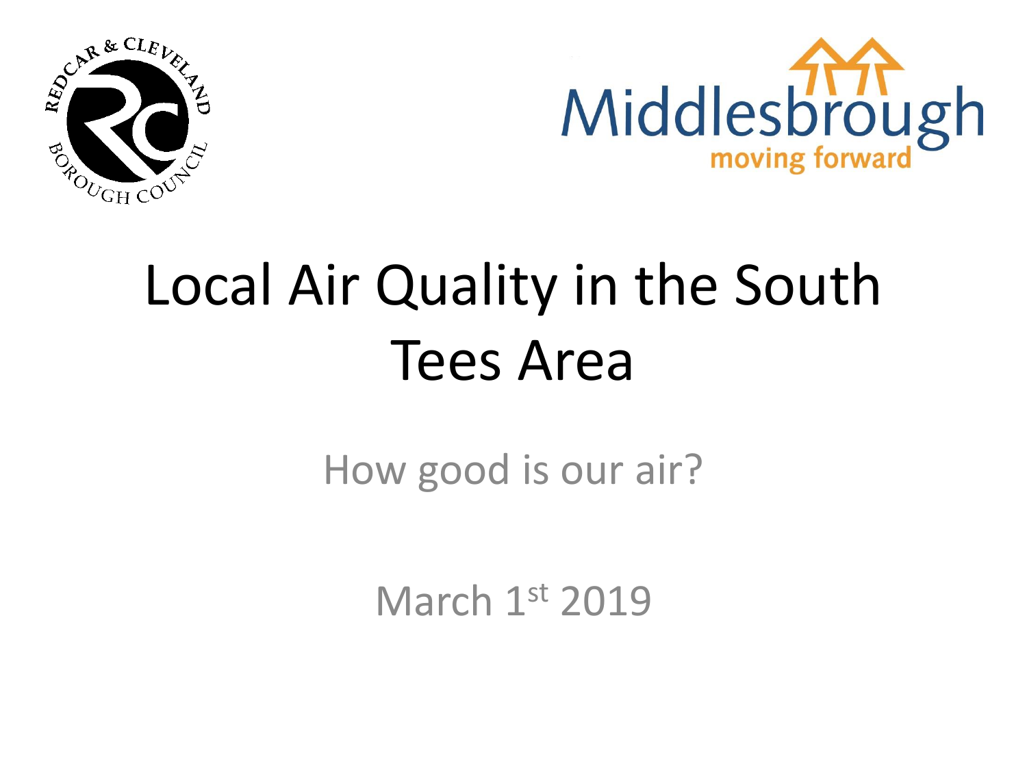# Local Air Quality in the South Tees Area

How good is our air?

March 1st 2019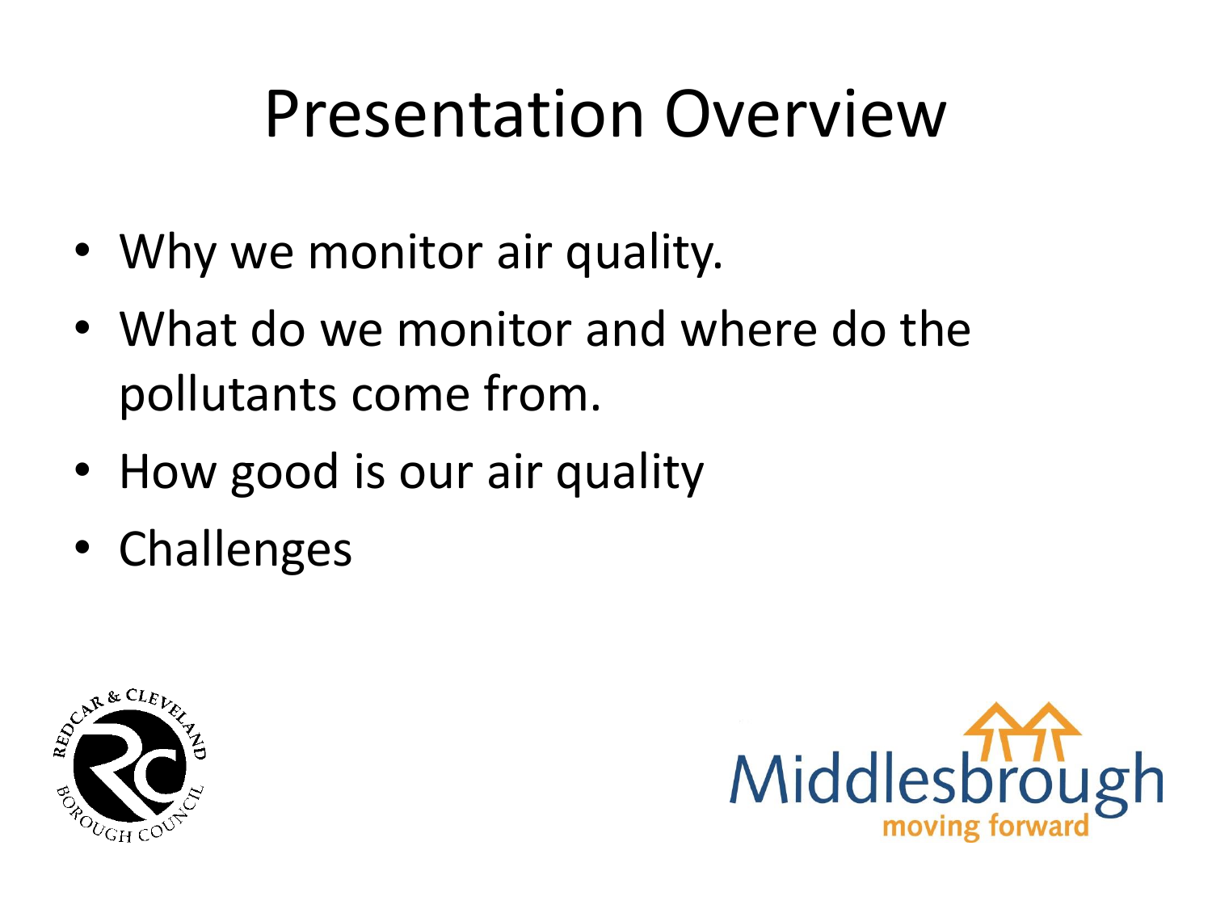# Presentation Overview

- Why we monitor air quality.
- What do we monitor and where do the pollutants come from.
- How good is our air quality
- Challenges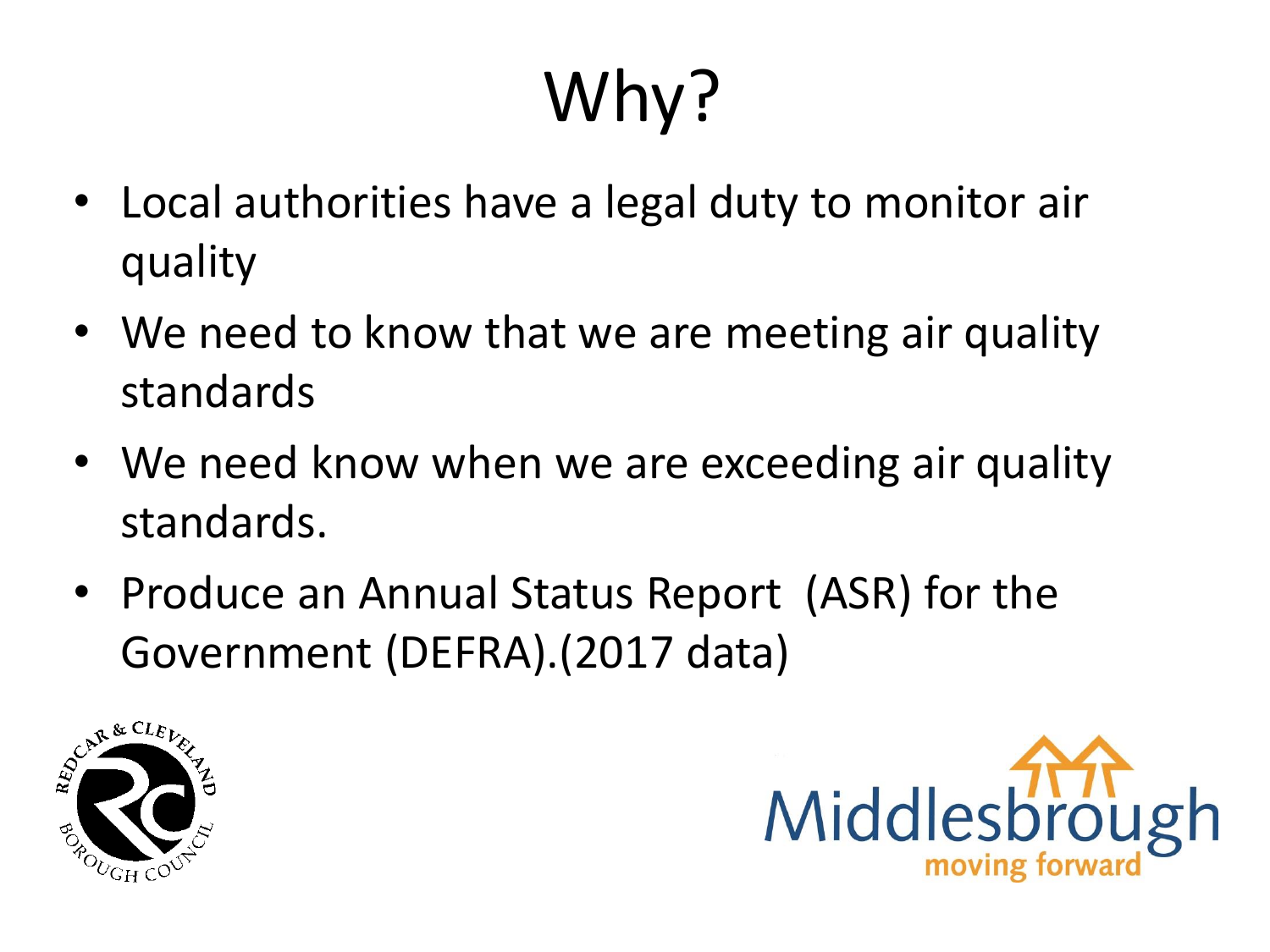# Why?

- Local authorities have a legal duty to monitor air quality
- We need to know that we are meeting air quality standards
- We need know when we are exceeding air quality standards.
- Produce an Annual Status Report (ASR) for the Government (DEFRA).(2017 data)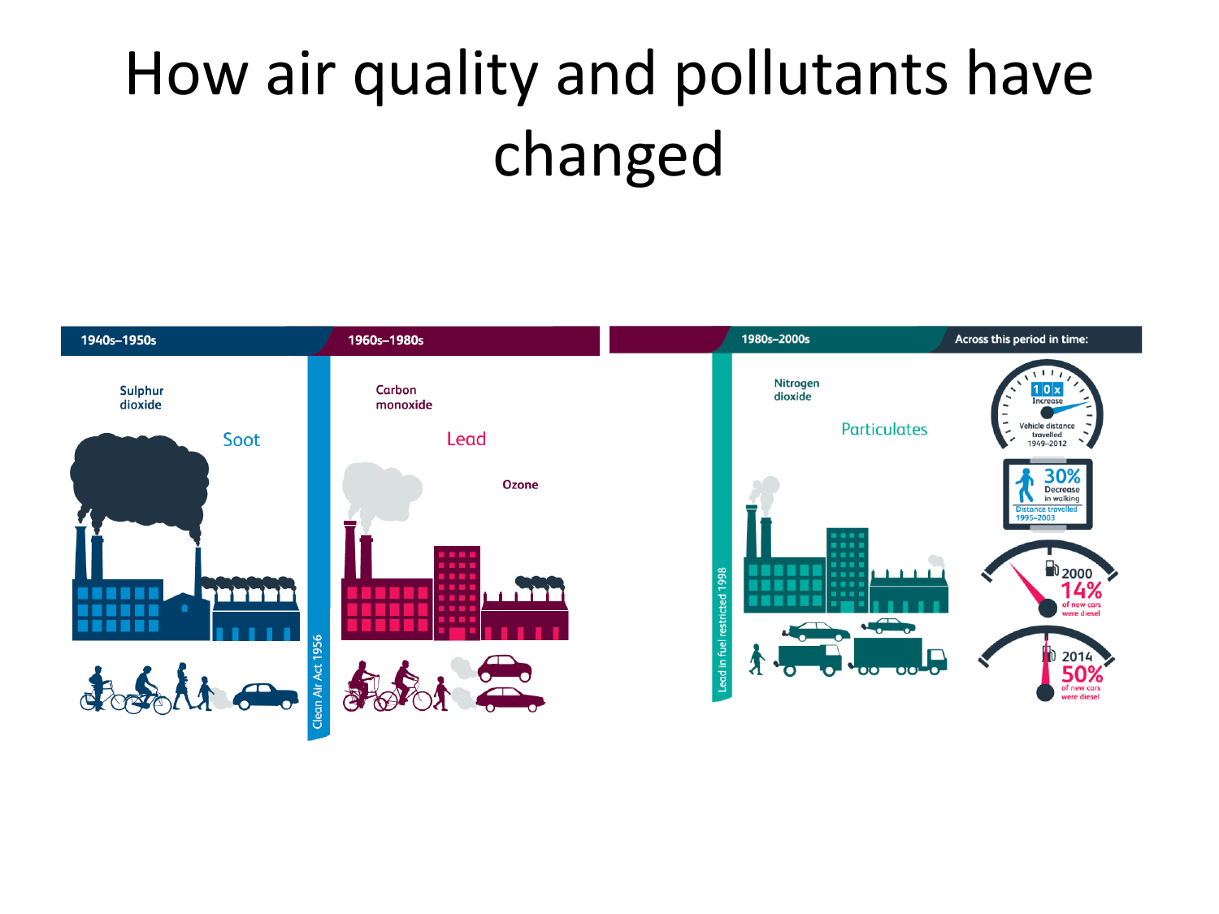# How air quality and pollutants have changed

**1940s–1950s**

Sulphur dioxide

Soot

Clean Air Act 1956

**1960s–1980s**

Carbon monoxide

Lead

Ozone

Lead in fuel restricted 1998

**1980s–2000s**

Nitrogen dioxide

Particulates

**Across this period in time:**

10x Increase — Vehicle distance travelled 1949–2012

30% Decrease in walking — Distance travelled 1995–2003

2000 — 14% of new cars were diesel

2014 — 50% of new cars were diesel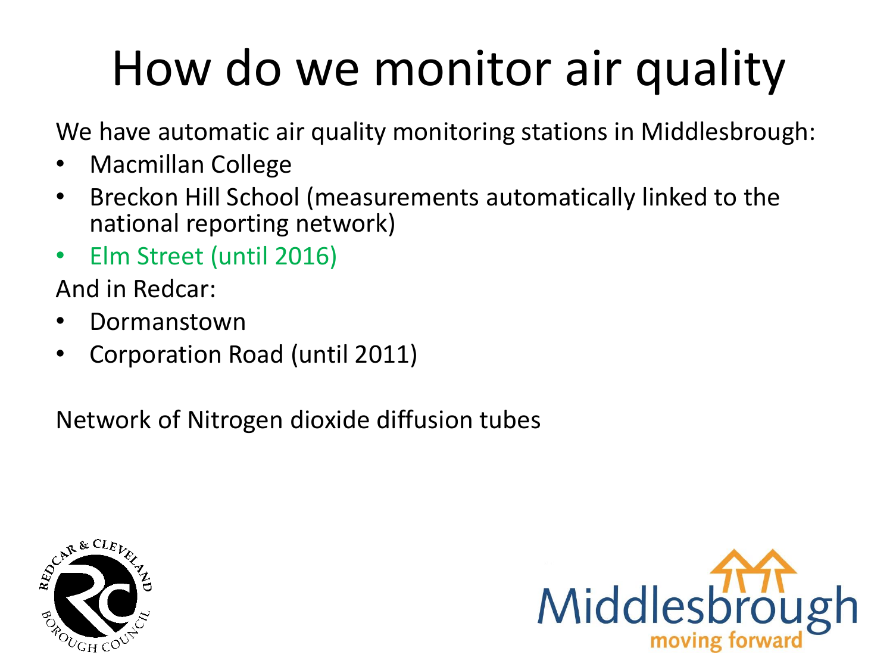# How do we monitor air quality

We have automatic air quality monitoring stations in Middlesbrough:

- Macmillan College
- Breckon Hill School (measurements automatically linked to the national reporting network)
- Elm Street (until 2016)

And in Redcar:

- Dormanstown
- Corporation Road (until 2011)

Network of Nitrogen dioxide diffusion tubes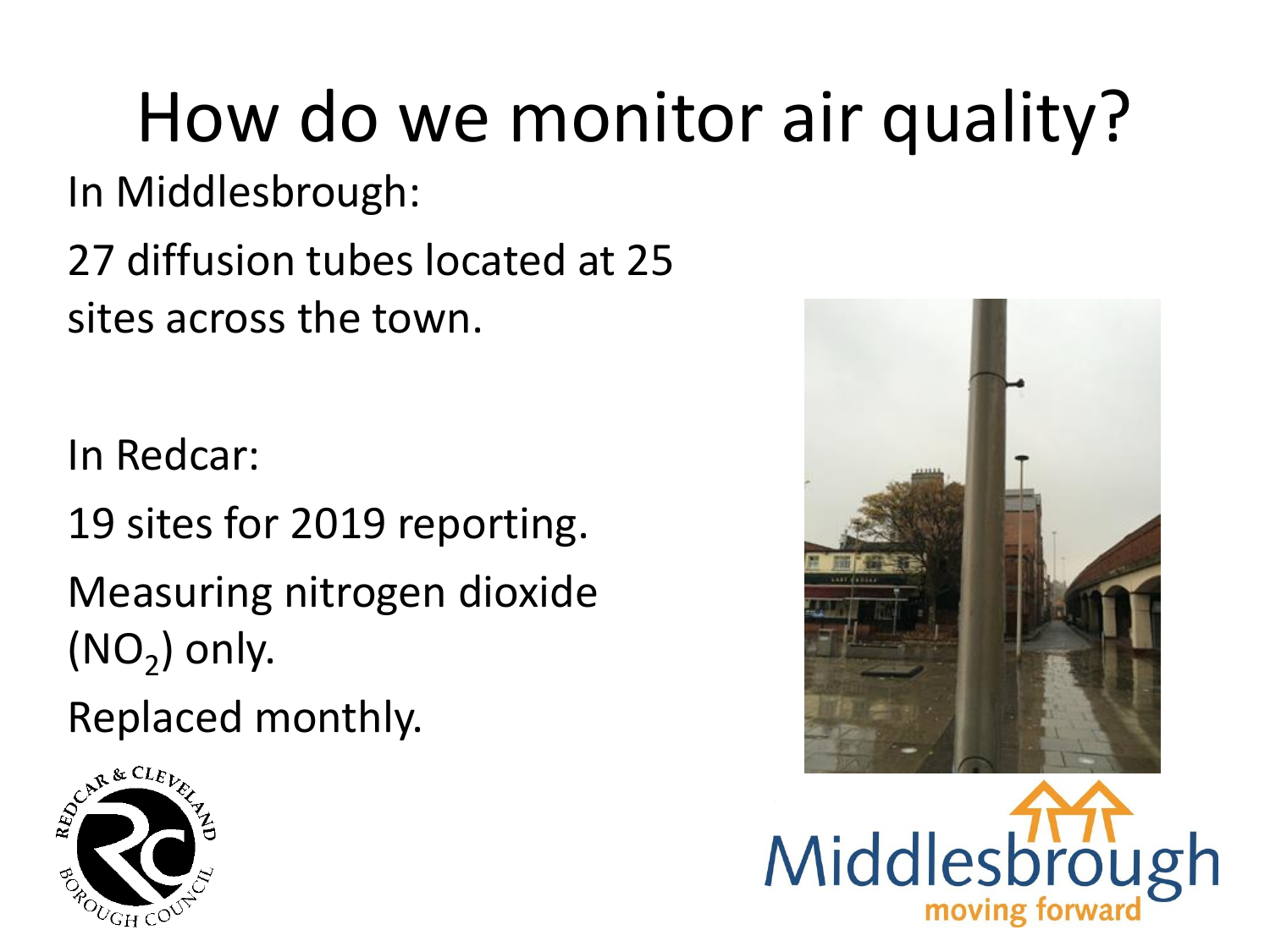# How do we monitor air quality?

In Middlesbrough:

27 diffusion tubes located at 25 sites across the town.

In Redcar:

19 sites for 2019 reporting.

Measuring nitrogen dioxide ($NO_2$) only.

Replaced monthly.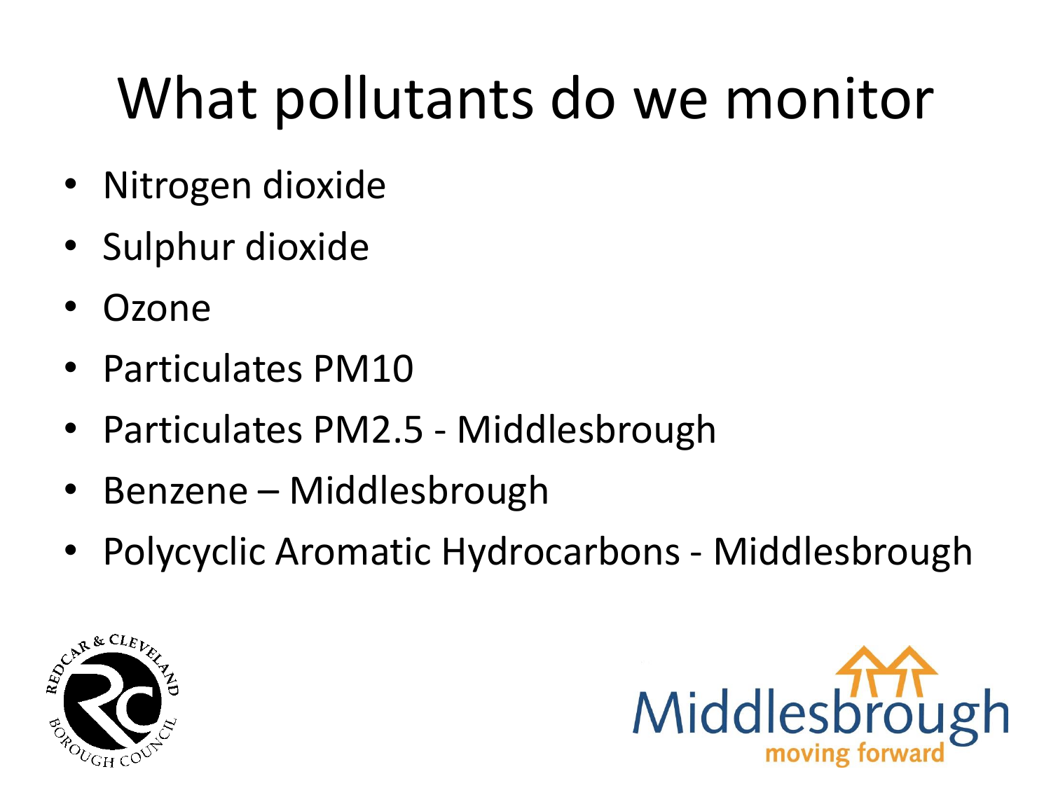# What pollutants do we monitor

- Nitrogen dioxide
- Sulphur dioxide
- Ozone
- Particulates PM10
- Particulates PM2.5 - Middlesbrough
- Benzene – Middlesbrough
- Polycyclic Aromatic Hydrocarbons - Middlesbrough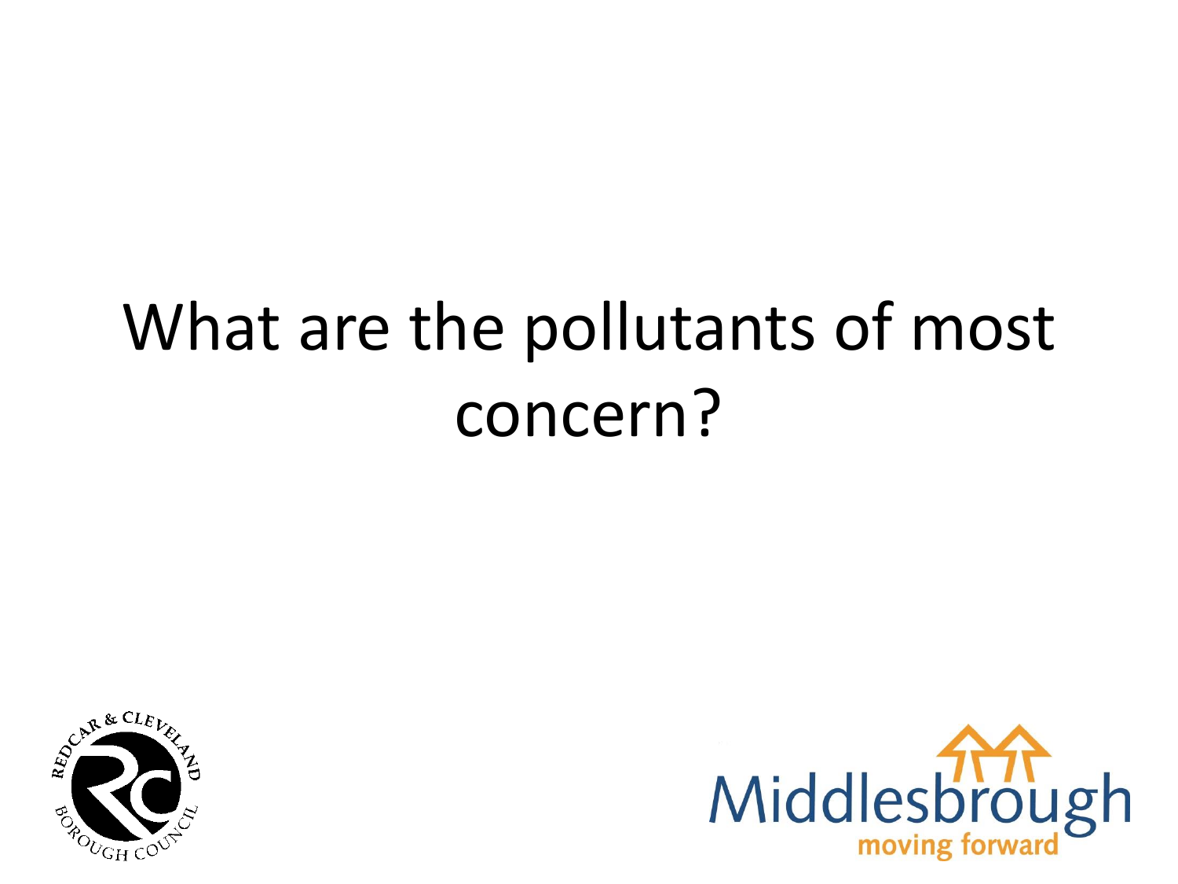# What are the pollutants of most concern?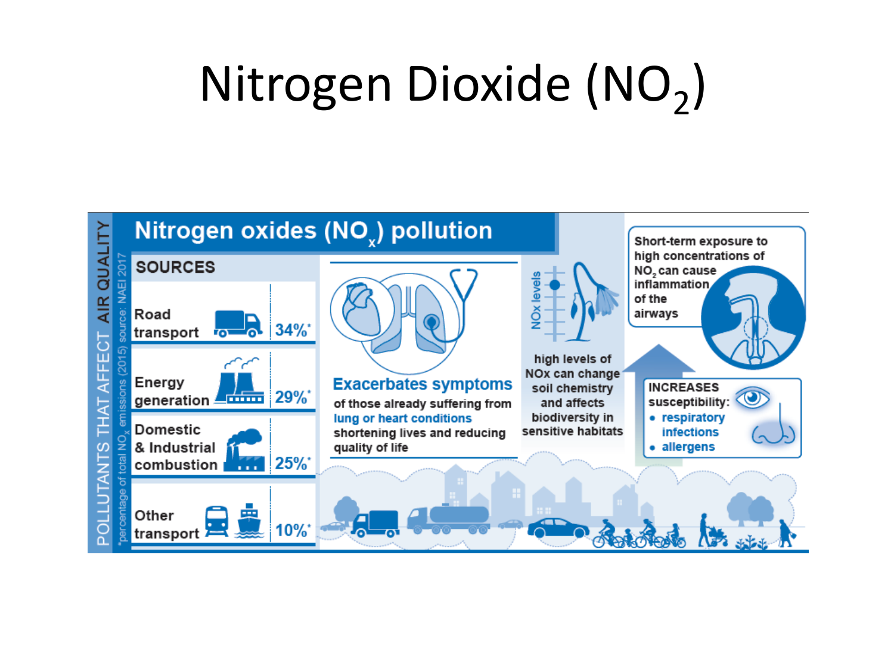# Nitrogen Dioxide ($NO_2$)

POLLUTANTS THAT AFFECT AIR QUALITY

*percentage of total $NO_x$ emissions (2015) source: NAEI 2017

## Nitrogen oxides ($NO_x$) pollution

### SOURCES

| Source | Percentage |
| --- | --- |
| Road transport | 34%* |
| Energy generation | 29%* |
| Domestic & Industrial combustion | 25%* |
| Other transport | 10%* |

**Exacerbates symptoms** of those already suffering from lung or heart conditions shortening lives and reducing quality of life

NOx levels

high levels of NOx can change soil chemistry and affects biodiversity in sensitive habitats

Short-term exposure to high concentrations of $NO_2$ can cause inflammation of the airways

INCREASES susceptibility:

- respiratory infections
- allergens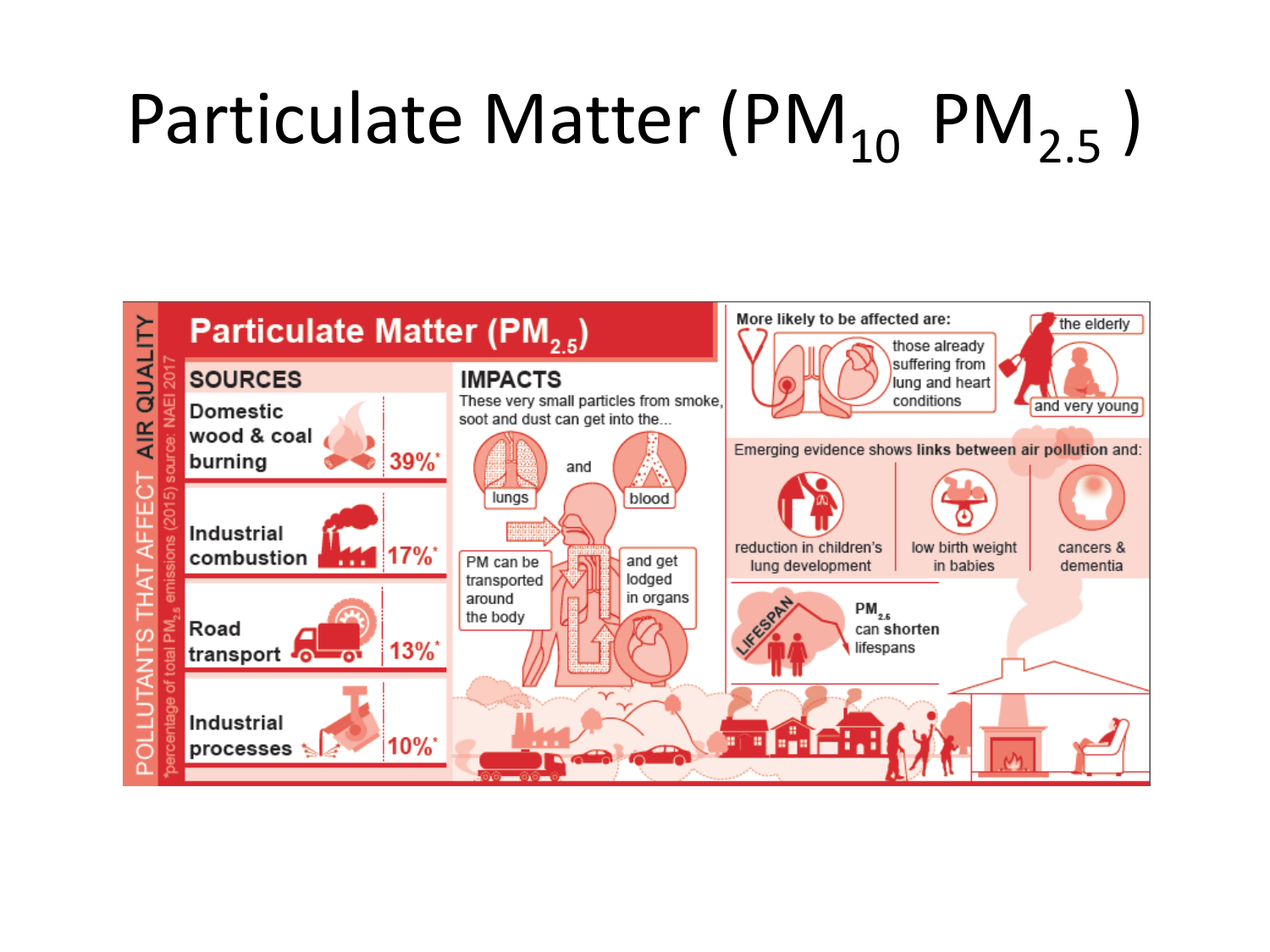# Particulate Matter ($PM_{10}$ $PM_{2.5}$)

AIR QUALITY POLLUTANTS THAT AFFECT

*percentage of total $PM_{2.5}$ emissions (2015) source: NAEI 2017

## Particulate Matter ($PM_{2.5}$)

### SOURCES

| Source | Percentage |
|---|---|
| Domestic wood & coal burning | 39%* |
| Industrial combustion | 17%* |
| Road transport | 13%* |
| Industrial processes | 10%* |

### IMPACTS

These very small particles from smoke, soot and dust can get into the...

lungs and blood

PM can be transported around the body and get lodged in organs

More likely to be affected are:

- those already suffering from lung and heart conditions
- the elderly and very young

Emerging evidence shows **links between air pollution** and:

- reduction in children's lung development
- low birth weight in babies
- cancers & dementia

LIFESPAN

$PM_{2.5}$ can shorten lifespans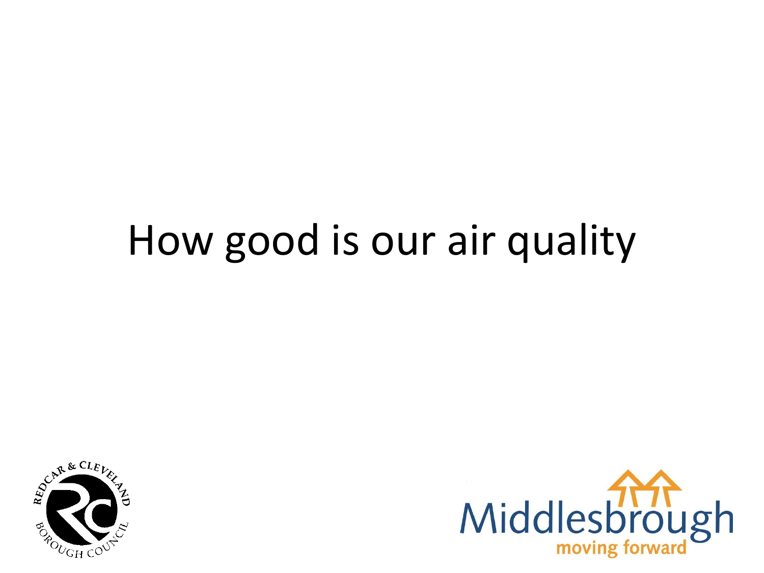# How good is our air quality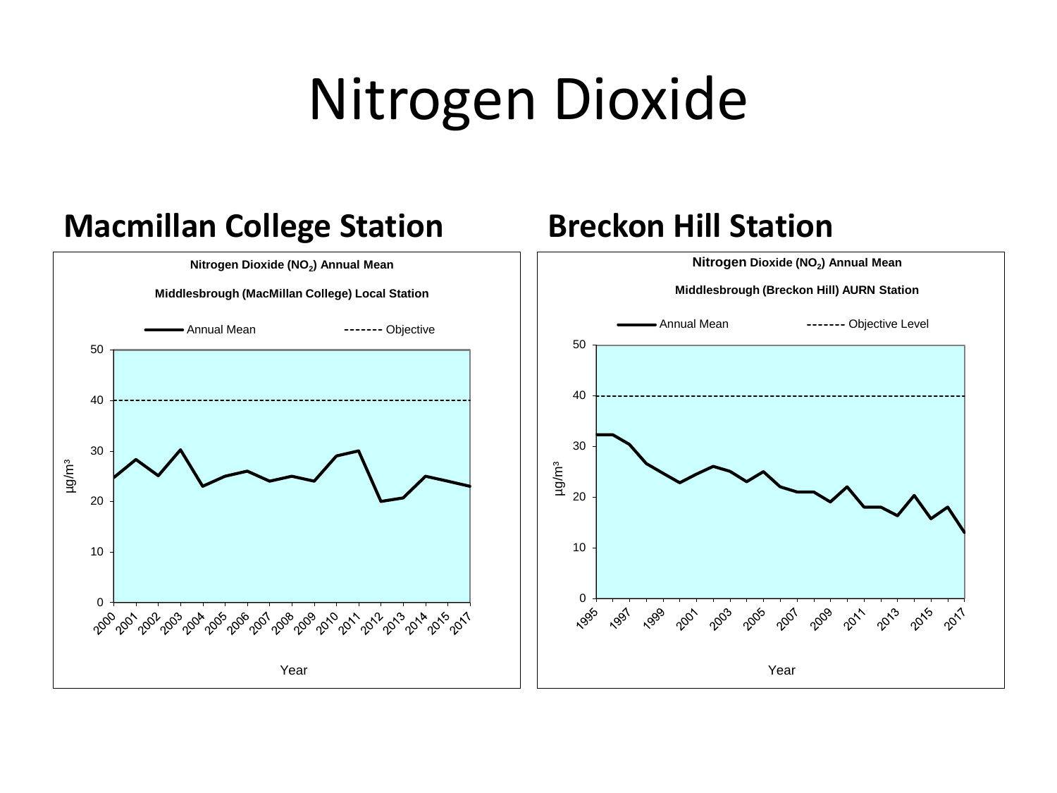# Nitrogen Dioxide

## Macmillan College Station

**Nitrogen Dioxide ($NO_2$) Annual Mean**

**Middlesbrough (MacMillan College) Local Station**

Annual Mean ------- Objective

μg/m³

Year

## Breckon Hill Station

**Nitrogen Dioxide ($NO_2$) Annual Mean**

**Middlesbrough (Breckon Hill) AURN Station**

Annual Mean ------- Objective Level

μg/m³

Year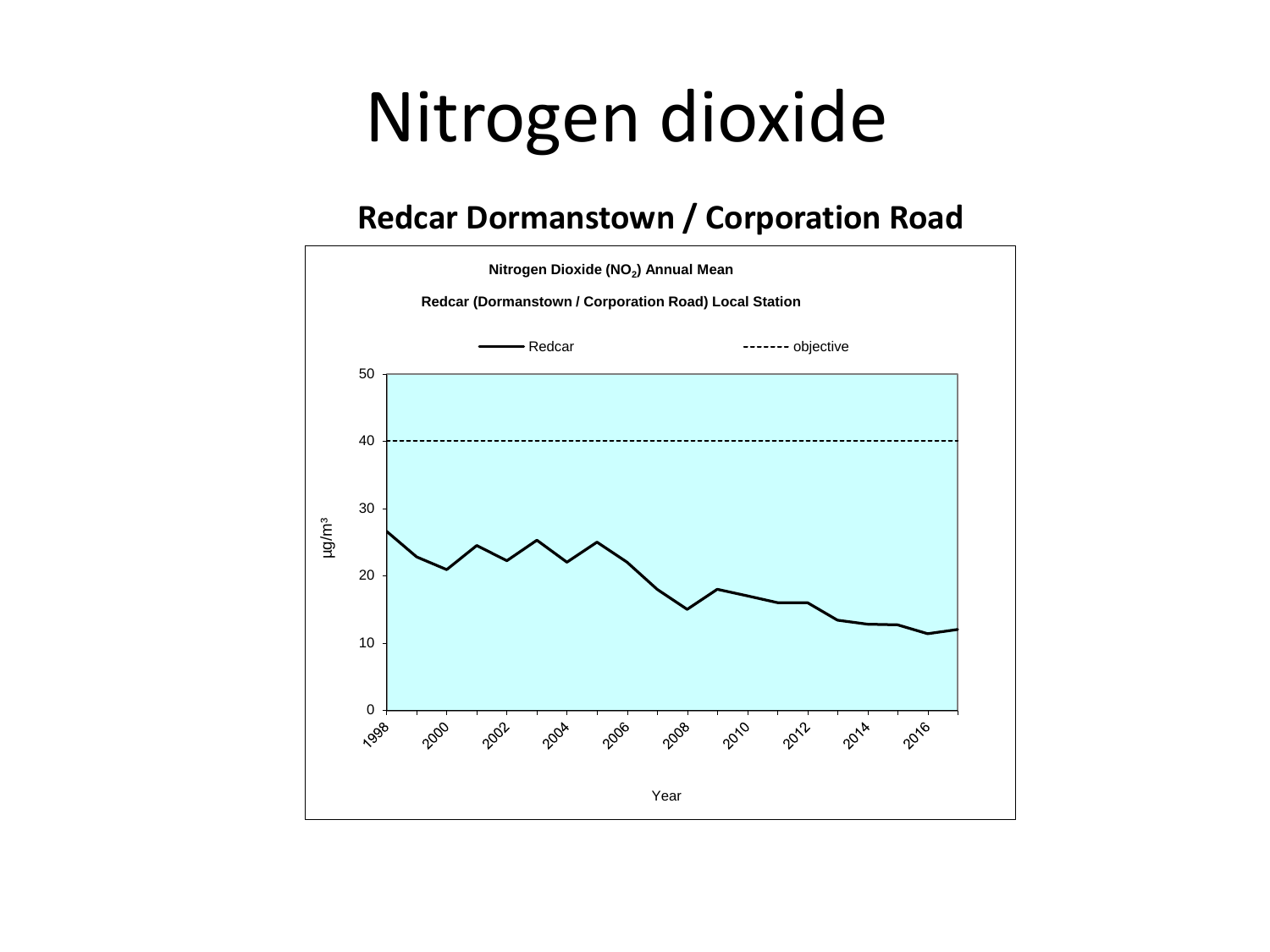# Nitrogen dioxide

## Redcar Dormanstown / Corporation Road

**Nitrogen Dioxide ($NO_2$) Annual Mean**

**Redcar (Dormanstown / Corporation Road) Local Station**

Redcar ------- objective

µg/m³

Year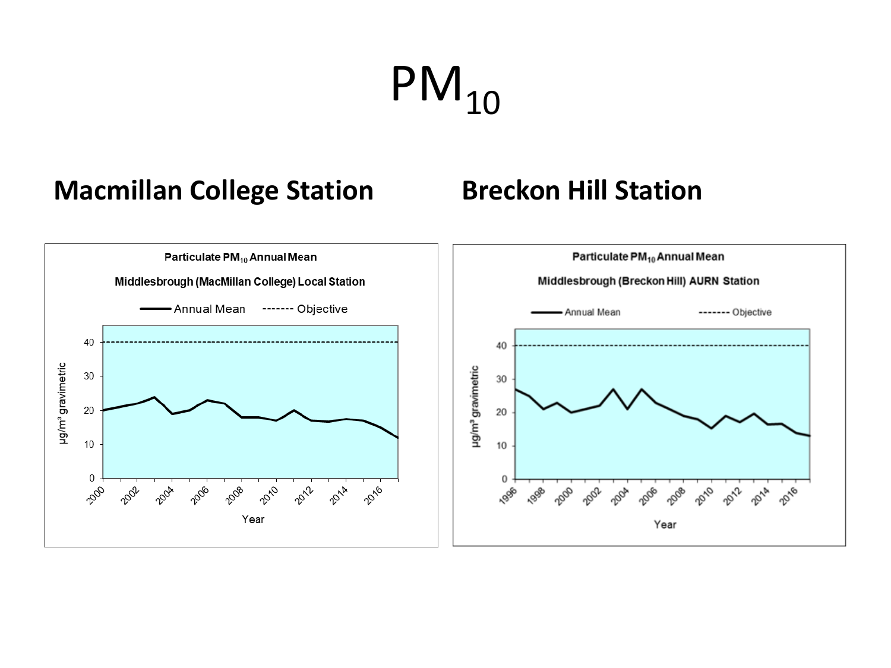# $PM_{10}$

## Macmillan College Station

**Particulate $PM_{10}$ Annual Mean**

**Middlesbrough (MacMillan College) Local Station**

Annual Mean ------- Objective

µg/m³ gravimetric

Year

## Breckon Hill Station

**Particulate $PM_{10}$ Annual Mean**

**Middlesbrough (Breckon Hill) AURN Station**

Annual Mean ------- Objective

µg/m³ gravimetric

Year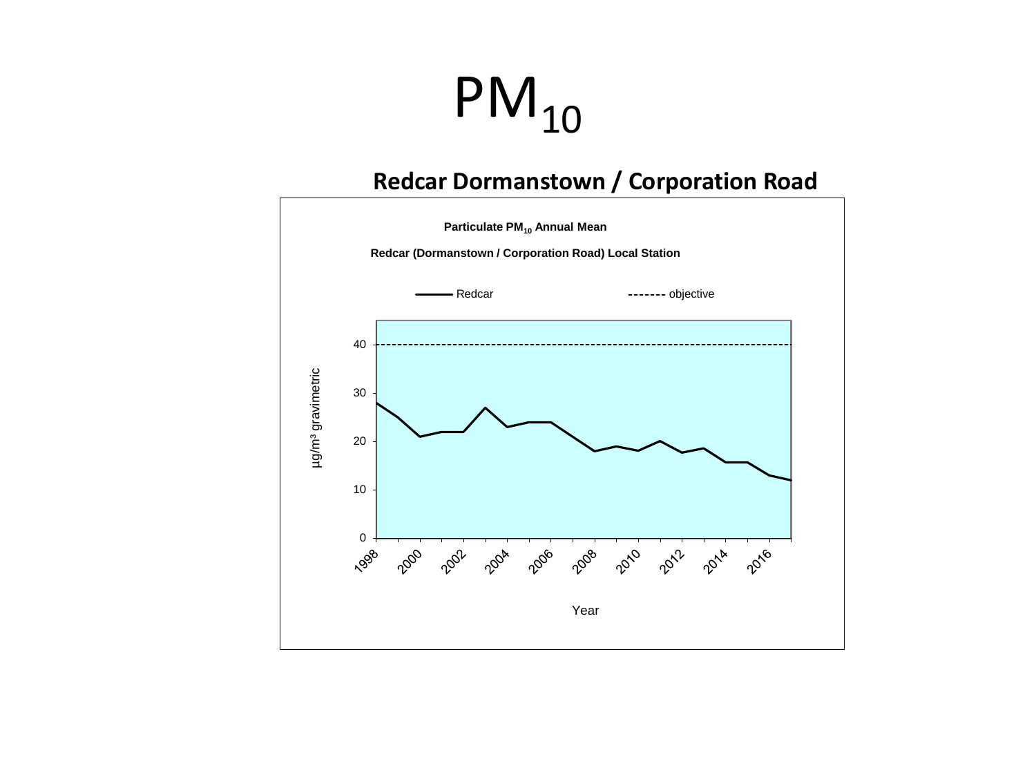# $PM_{10}$

## Redcar Dormanstown / Corporation Road

**Particulate $PM_{10}$ Annual Mean**

**Redcar (Dormanstown / Corporation Road) Local Station**

Redcar ------- objective

µg/m³ gravimetric

Year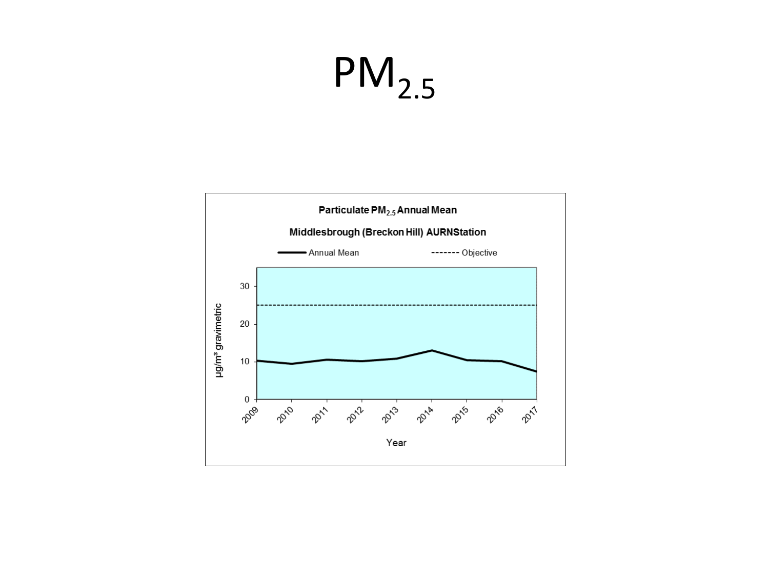# $PM_{2.5}$

**Particulate $PM_{2.5}$ Annual Mean**

**Middlesbrough (Breckon Hill) AURNStation**

Annual Mean ------- Objective

μg/m³ gravimetric

Year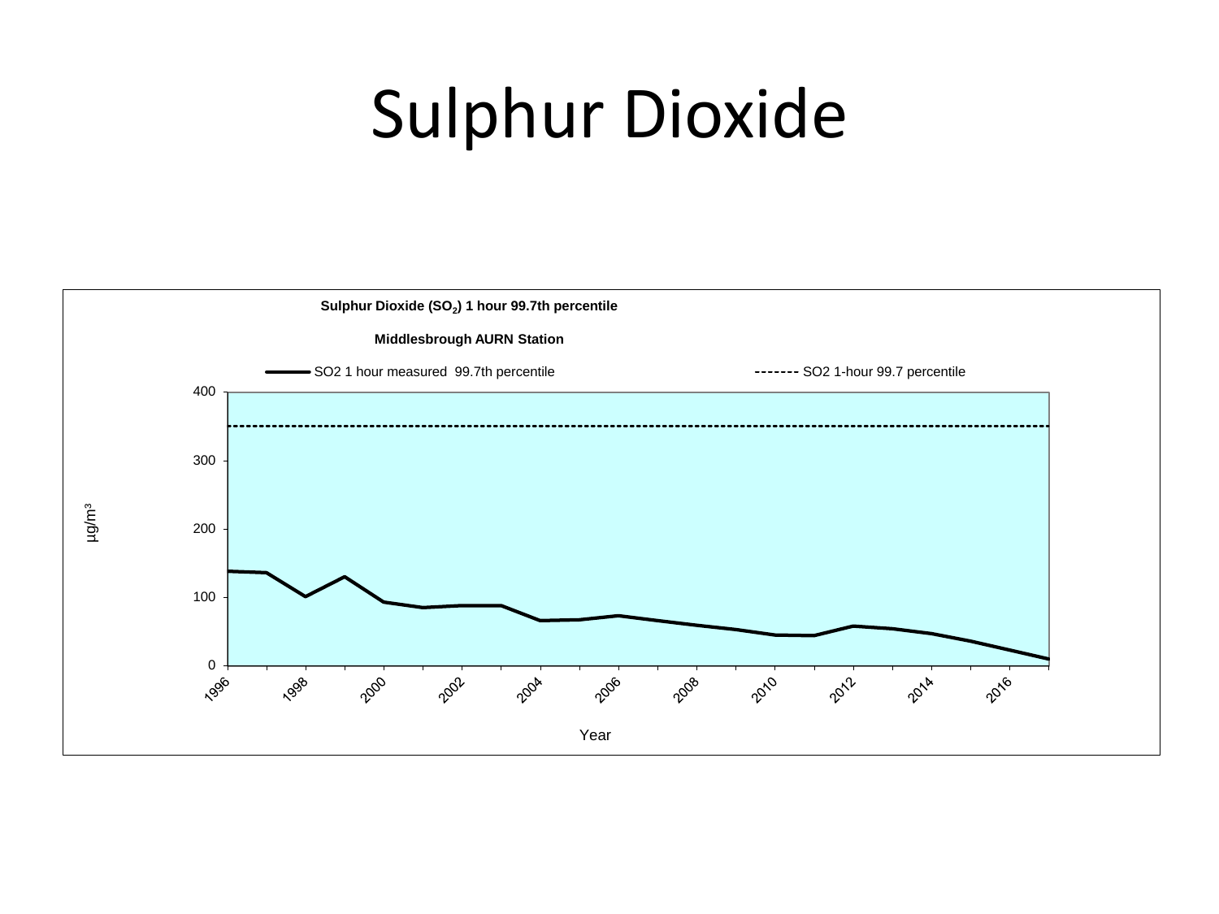# Sulphur Dioxide

**Sulphur Dioxide ($SO_2$) 1 hour 99.7th percentile**

**Middlesbrough AURN Station**

SO2 1 hour measured 99.7th percentile

SO2 1-hour 99.7 percentile

µg/m³

Year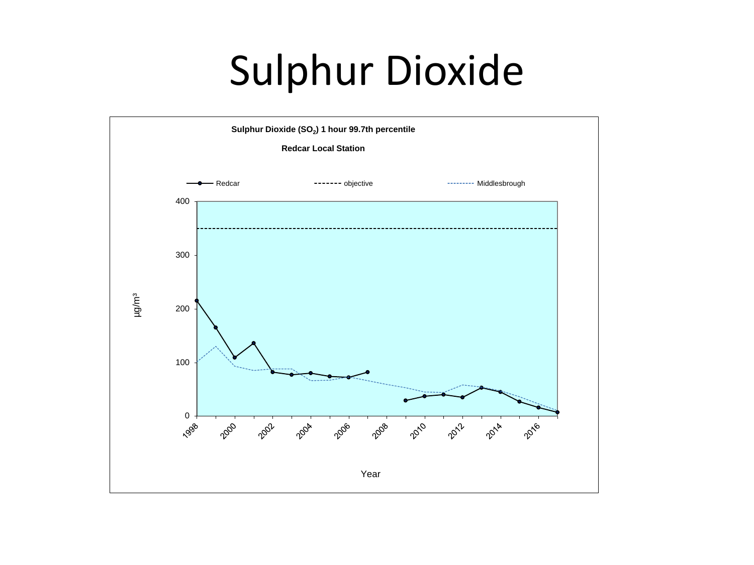# Sulphur Dioxide

**Sulphur Dioxide ($SO_2$) 1 hour 99.7th percentile**

**Redcar Local Station**

Redcar — objective — Middlesbrough

µg/m³

Year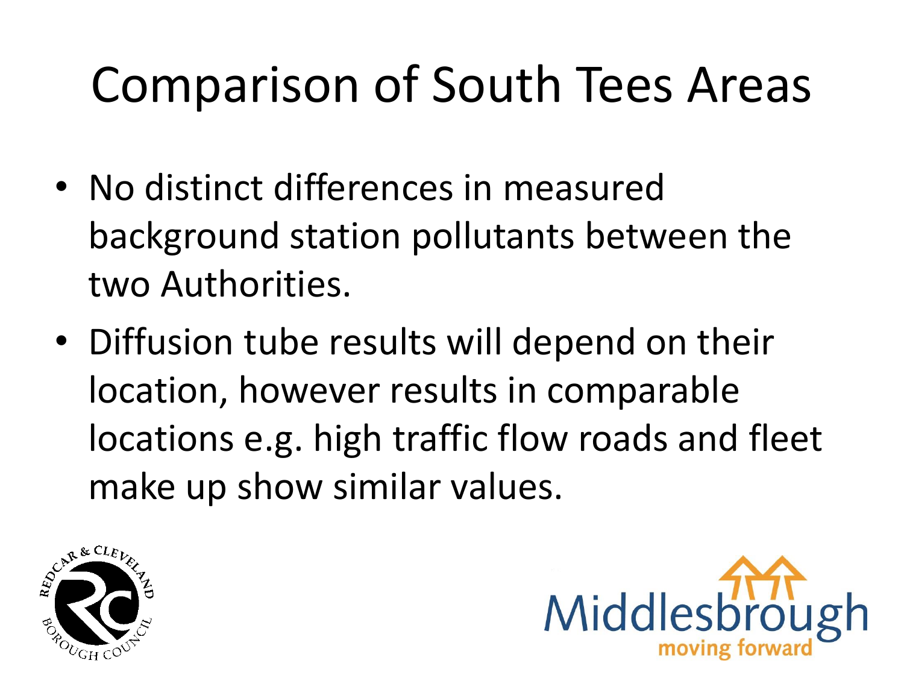# Comparison of South Tees Areas

- No distinct differences in measured background station pollutants between the two Authorities.
- Diffusion tube results will depend on their location, however results in comparable locations e.g. high traffic flow roads and fleet make up show similar values.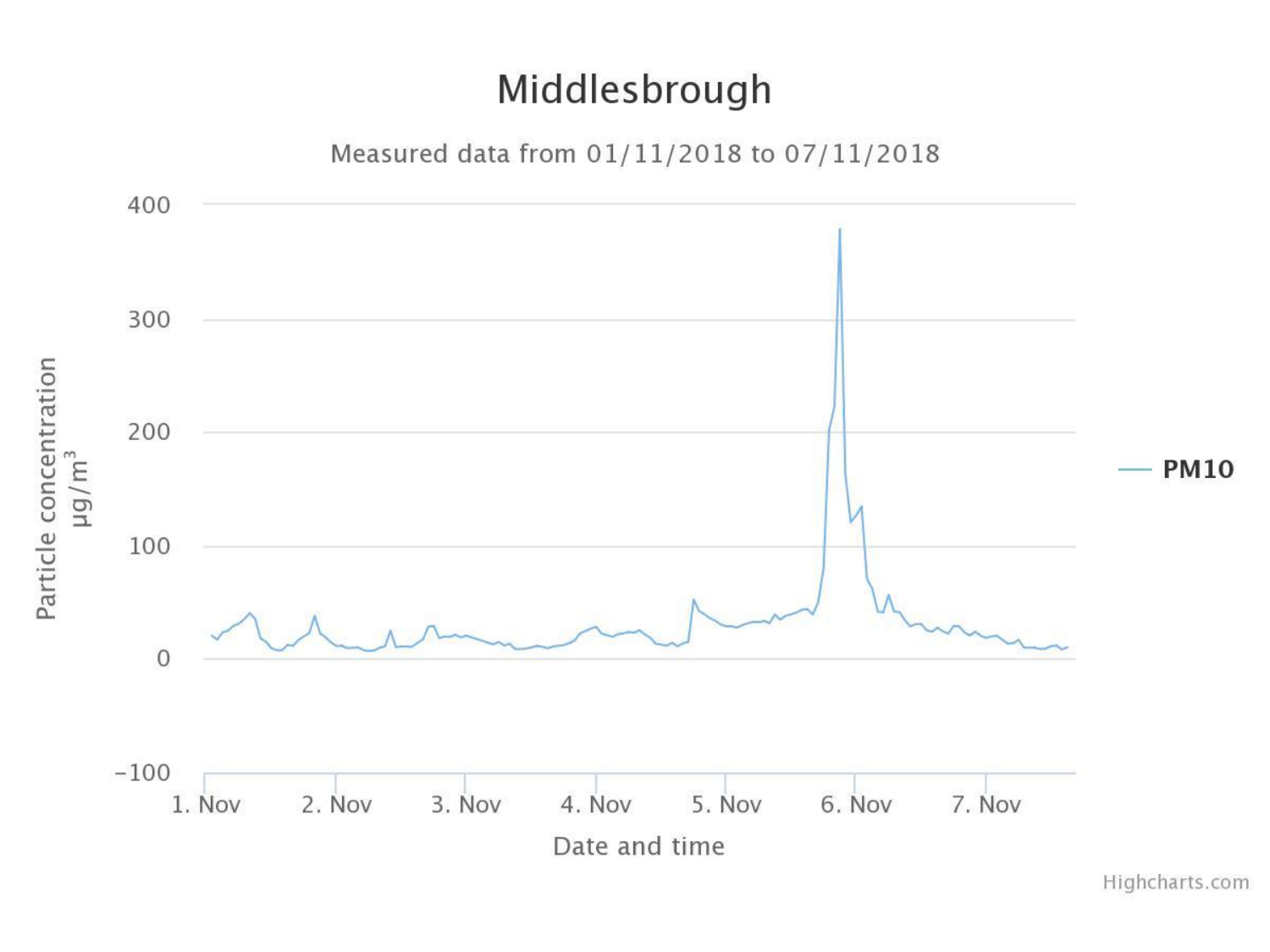# Middlesbrough

Measured data from 01/11/2018 to 07/11/2018

Particle concentration μg/m$^3$

400

300

200

100

0

−100

1. Nov 2. Nov 3. Nov 4. Nov 5. Nov 6. Nov 7. Nov

Date and time

PM10

Highcharts.com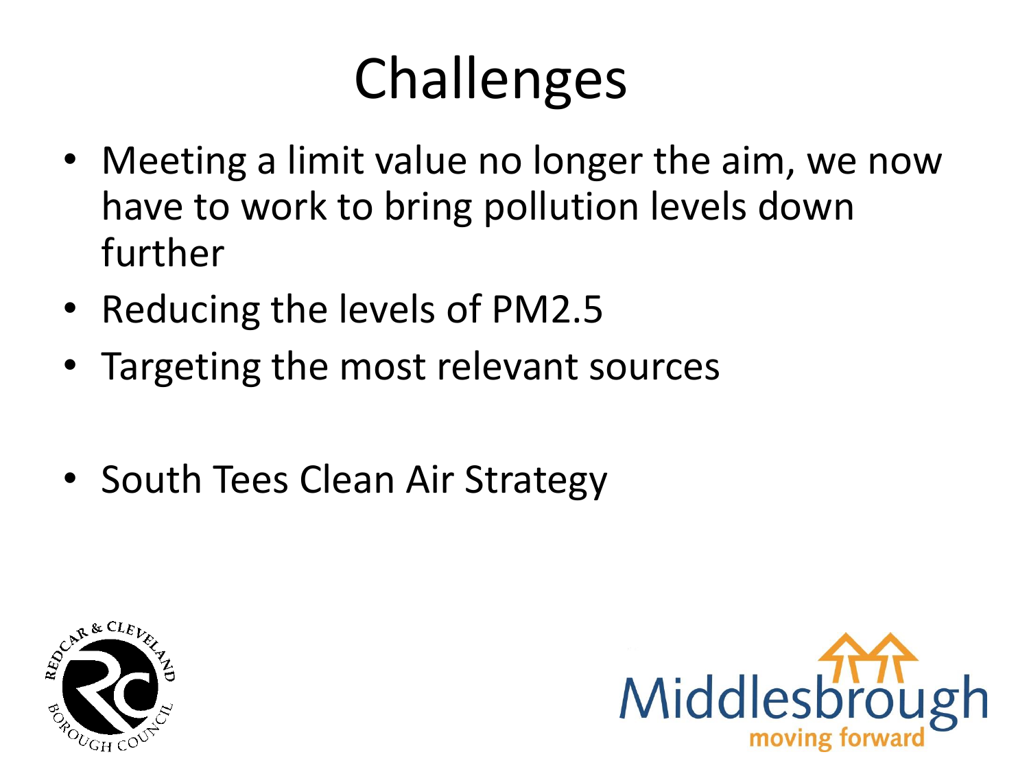# Challenges

- Meeting a limit value no longer the aim, we now have to work to bring pollution levels down further
- Reducing the levels of PM2.5
- Targeting the most relevant sources

- South Tees Clean Air Strategy